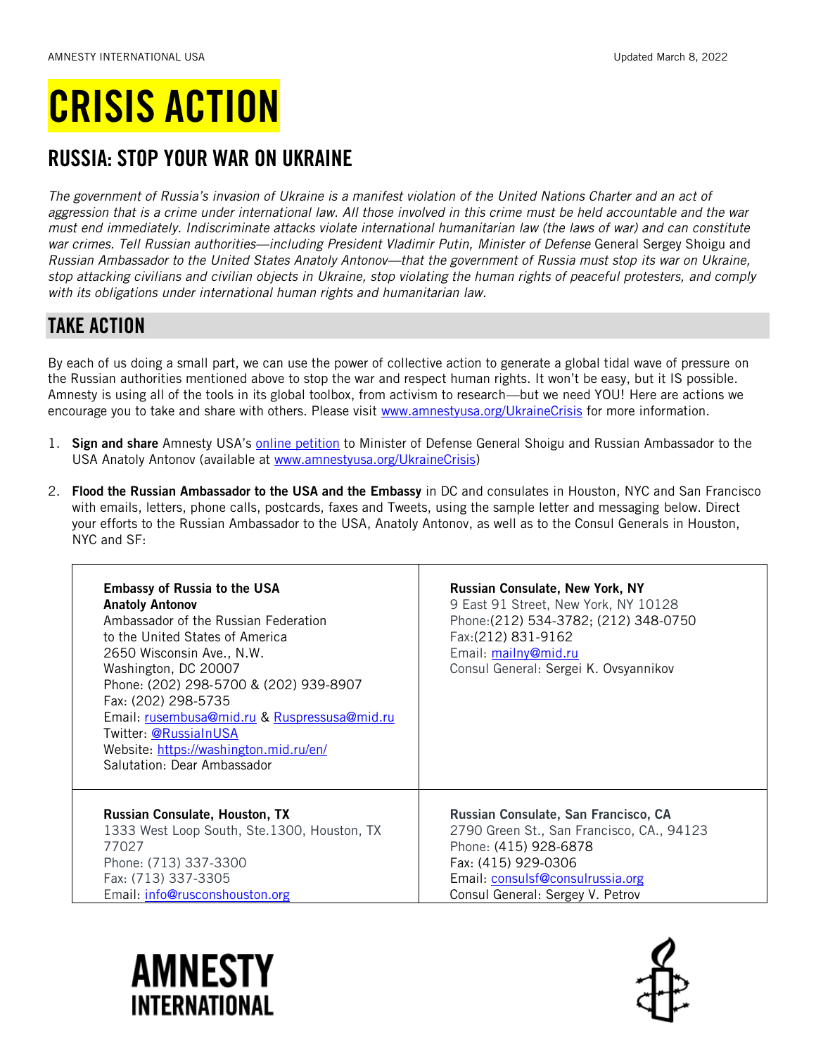# CRISIS ACTION

## RUSSIA: STOP YOUR WAR ON UKRAINE

*The government of Russia's invasion of Ukraine is a manifest violation of the United Nations Charter and an act of aggression that is a crime under international law. All those involved in this crime must be held accountable and the war must end immediately. Indiscriminate attacks violate international humanitarian law (the laws of war) and can constitute war crimes. Tell Russian authorities—including President Vladimir Putin, Minister of Defense* General Sergey Shoigu and *Russian Ambassador to the United States Anatoly Antonov—that the government of Russia must stop its war on Ukraine, stop attacking civilians and civilian objects in Ukraine, stop violating the human rights of peaceful protesters, and comply with its obligations under international human rights and humanitarian law.*

## TAKE ACTION

By each of us doing a small part, we can use the power of collective action to generate a global tidal wave of pressure on the Russian authorities mentioned above to stop the war and respect human rights. It won't be easy, but it IS possible. Amnesty is using all of the tools in its global toolbox, from activism to research—but we need YOU! Here are actions we encourage you to take and share with others. Please visit www.amnestyusa.org/UkraineCrisis for more information.

1. **Sign and share** Amnesty USA's online petition to Minister of Defense General Shoigu and Russian Ambassador to the USA Anatoly Antonov (available at www.amnestyusa.org/UkraineCrisis)

2. **Flood the Russian Ambassador to the USA and the Embassy** in DC and consulates in Houston, NYC and San Francisco with emails, letters, phone calls, postcards, faxes and Tweets, using the sample letter and messaging below. Direct your efforts to the Russian Ambassador to the USA, Anatoly Antonov, as well as to the Consul Generals in Houston, NYC and SF:

| | |
|---|---|
| **Embassy of Russia to the USA**<br>**Anatoly Antonov**<br>Ambassador of the Russian Federation to the United States of America<br>2650 Wisconsin Ave., N.W.<br>Washington, DC 20007<br>Phone: (202) 298-5700 & (202) 939-8907<br>Fax: (202) 298-5735<br>Email: rusembusa@mid.ru & Ruspressusa@mid.ru<br>Twitter: @RussiaInUSA<br>Website: https://washington.mid.ru/en/<br>Salutation: Dear Ambassador | **Russian Consulate, New York, NY**<br>9 East 91 Street, New York, NY 10128<br>Phone:(212) 534-3782; (212) 348-0750<br>Fax:(212) 831-9162<br>Email: mailny@mid.ru<br>Consul General: Sergei K. Ovsyannikov |
| **Russian Consulate, Houston, TX**<br>1333 West Loop South, Ste.1300, Houston, TX 77027<br>Phone: (713) 337-3300<br>Fax: (713) 337-3305<br>Email: info@rusconshouston.org | **Russian Consulate, San Francisco, CA**<br>2790 Green St., San Francisco, CA., 94123<br>Phone: (415) 928-6878<br>Fax: (415) 929-0306<br>Email: consulsf@consulrussia.org<br>Consul General: Sergey V. Petrov |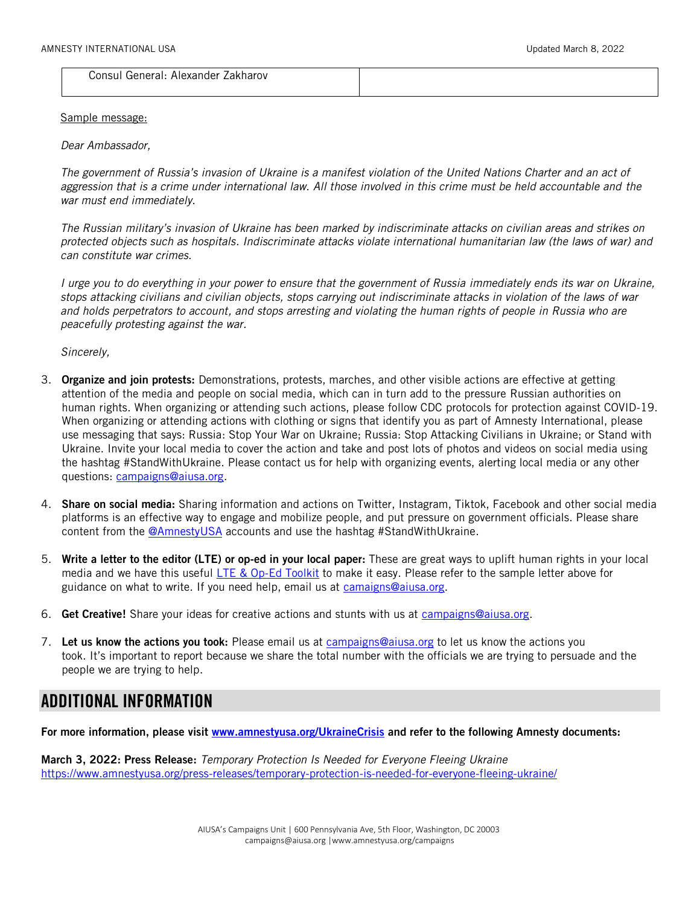| Consul General: Alexander Zakharov | |
|---|---|

Sample message:

*Dear Ambassador,*

*The government of Russia's invasion of Ukraine is a manifest violation of the United Nations Charter and an act of aggression that is a crime under international law. All those involved in this crime must be held accountable and the war must end immediately.*

*The Russian military's invasion of Ukraine has been marked by indiscriminate attacks on civilian areas and strikes on protected objects such as hospitals. Indiscriminate attacks violate international humanitarian law (the laws of war) and can constitute war crimes.*

*I urge you to do everything in your power to ensure that the government of Russia immediately ends its war on Ukraine, stops attacking civilians and civilian objects, stops carrying out indiscriminate attacks in violation of the laws of war and holds perpetrators to account, and stops arresting and violating the human rights of people in Russia who are peacefully protesting against the war.*

*Sincerely,*

3. **Organize and join protests:** Demonstrations, protests, marches, and other visible actions are effective at getting attention of the media and people on social media, which can in turn add to the pressure Russian authorities on human rights. When organizing or attending such actions, please follow CDC protocols for protection against COVID-19. When organizing or attending actions with clothing or signs that identify you as part of Amnesty International, please use messaging that says: Russia: Stop Your War on Ukraine; Russia: Stop Attacking Civilians in Ukraine; or Stand with Ukraine. Invite your local media to cover the action and take and post lots of photos and videos on social media using the hashtag #StandWithUkraine. Please contact us for help with organizing events, alerting local media or any other questions: campaigns@aiusa.org.

4. **Share on social media:** Sharing information and actions on Twitter, Instagram, Tiktok, Facebook and other social media platforms is an effective way to engage and mobilize people, and put pressure on government officials. Please share content from the @AmnestyUSA accounts and use the hashtag #StandWithUkraine.

5. **Write a letter to the editor (LTE) or op-ed in your local paper:** These are great ways to uplift human rights in your local media and we have this useful LTE & Op-Ed Toolkit to make it easy. Please refer to the sample letter above for guidance on what to write. If you need help, email us at camaigns@aiusa.org.

6. **Get Creative!** Share your ideas for creative actions and stunts with us at campaigns@aiusa.org.

7. **Let us know the actions you took:** Please email us at campaigns@aiusa.org to let us know the actions you took. It's important to report because we share the total number with the officials we are trying to persuade and the people we are trying to help.

## ADDITIONAL INFORMATION

**For more information, please visit www.amnestyusa.org/UkraineCrisis and refer to the following Amnesty documents:**

**March 3, 2022: Press Release:** *Temporary Protection Is Needed for Everyone Fleeing Ukraine*
https://www.amnestyusa.org/press-releases/temporary-protection-is-needed-for-everyone-fleeing-ukraine/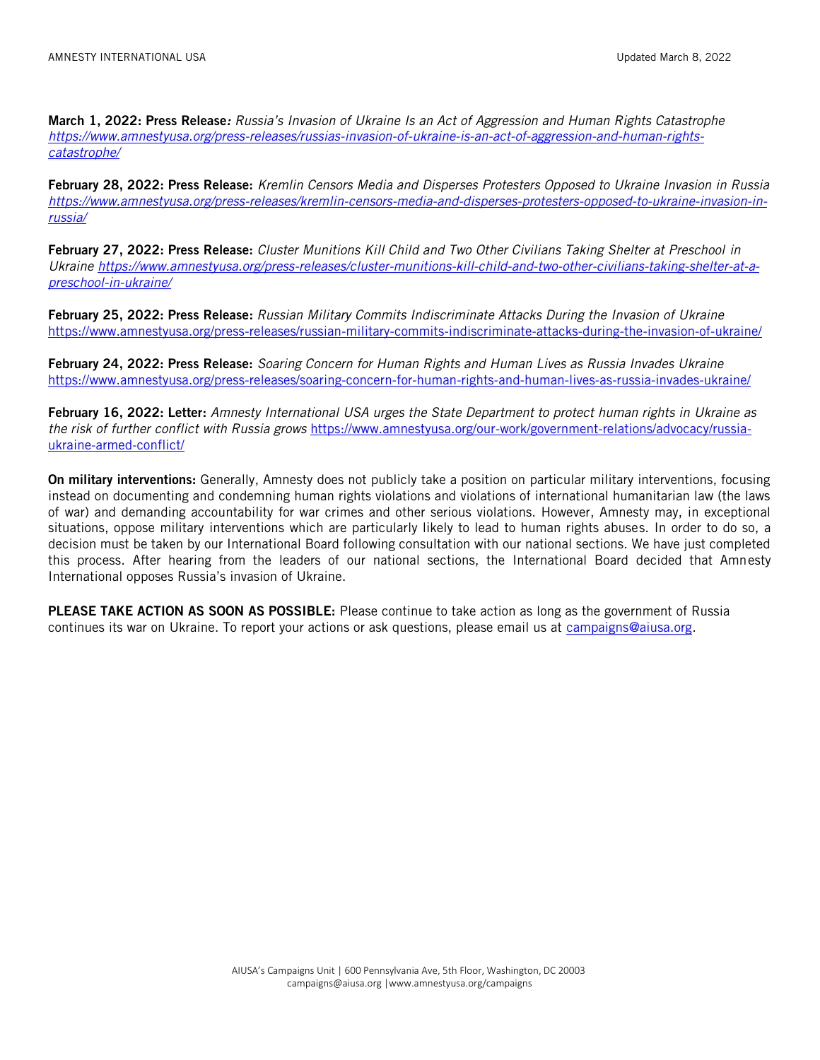**March 1, 2022: Press Release***: Russia's Invasion of Ukraine Is an Act of Aggression and Human Rights Catastrophe* *https://www.amnestyusa.org/press-releases/russias-invasion-of-ukraine-is-an-act-of-aggression-and-human-rights-catastrophe/*

**February 28, 2022: Press Release:** *Kremlin Censors Media and Disperses Protesters Opposed to Ukraine Invasion in Russia* *https://www.amnestyusa.org/press-releases/kremlin-censors-media-and-disperses-protesters-opposed-to-ukraine-invasion-in-russia/*

**February 27, 2022: Press Release:** *Cluster Munitions Kill Child and Two Other Civilians Taking Shelter at Preschool in Ukraine* *https://www.amnestyusa.org/press-releases/cluster-munitions-kill-child-and-two-other-civilians-taking-shelter-at-a-preschool-in-ukraine/*

**February 25, 2022: Press Release:** *Russian Military Commits Indiscriminate Attacks During the Invasion of Ukraine* https://www.amnestyusa.org/press-releases/russian-military-commits-indiscriminate-attacks-during-the-invasion-of-ukraine/

**February 24, 2022: Press Release:** *Soaring Concern for Human Rights and Human Lives as Russia Invades Ukraine* https://www.amnestyusa.org/press-releases/soaring-concern-for-human-rights-and-human-lives-as-russia-invades-ukraine/

**February 16, 2022: Letter:** *Amnesty International USA urges the State Department to protect human rights in Ukraine as the risk of further conflict with Russia grows* https://www.amnestyusa.org/our-work/government-relations/advocacy/russia-ukraine-armed-conflict/

**On military interventions:** Generally, Amnesty does not publicly take a position on particular military interventions, focusing instead on documenting and condemning human rights violations and violations of international humanitarian law (the laws of war) and demanding accountability for war crimes and other serious violations. However, Amnesty may, in exceptional situations, oppose military interventions which are particularly likely to lead to human rights abuses. In order to do so, a decision must be taken by our International Board following consultation with our national sections. We have just completed this process. After hearing from the leaders of our national sections, the International Board decided that Amnesty International opposes Russia's invasion of Ukraine.

**PLEASE TAKE ACTION AS SOON AS POSSIBLE:** Please continue to take action as long as the government of Russia continues its war on Ukraine. To report your actions or ask questions, please email us at campaigns@aiusa.org.